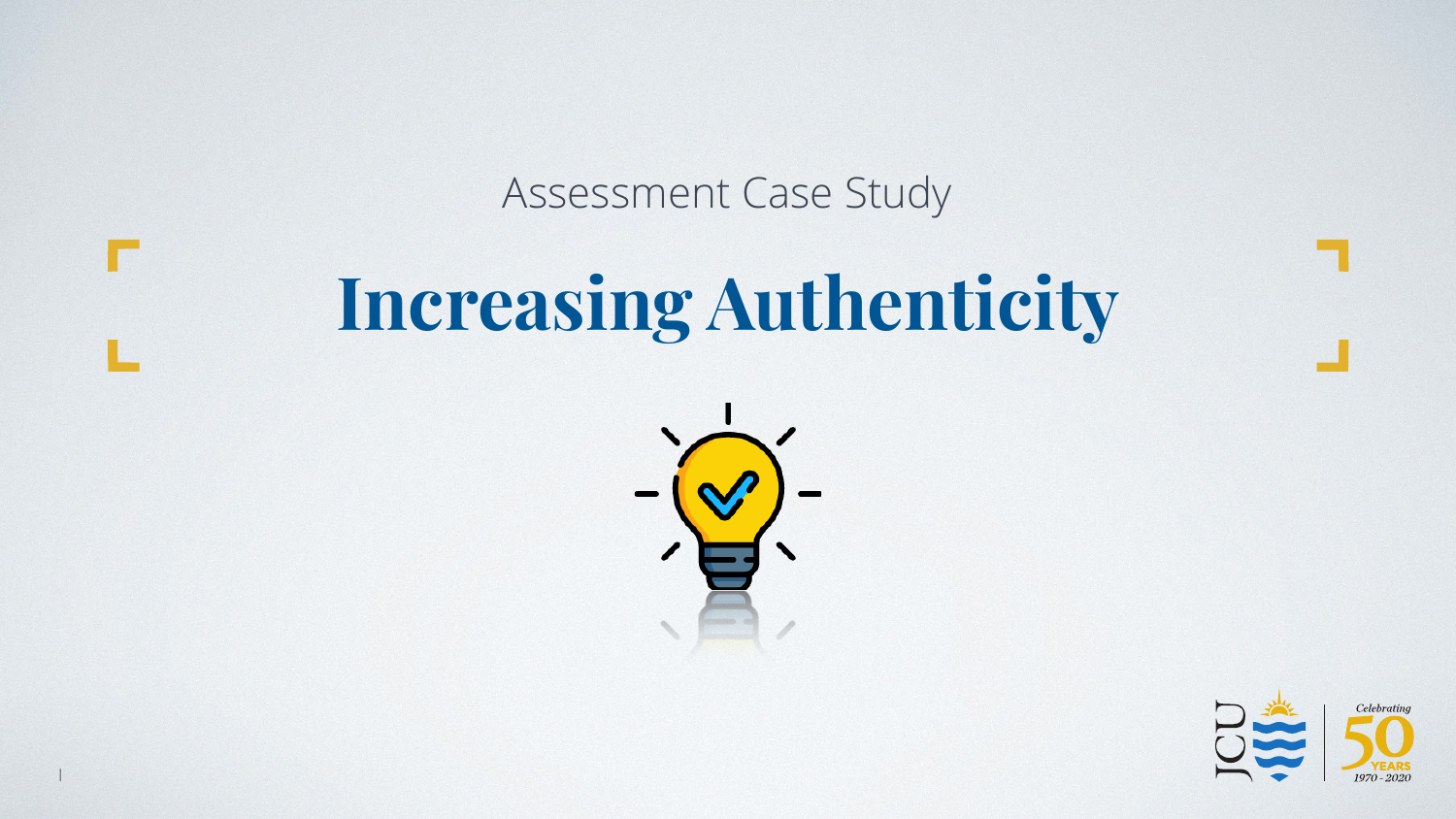Assessment Case Study

# Increasing Authenticity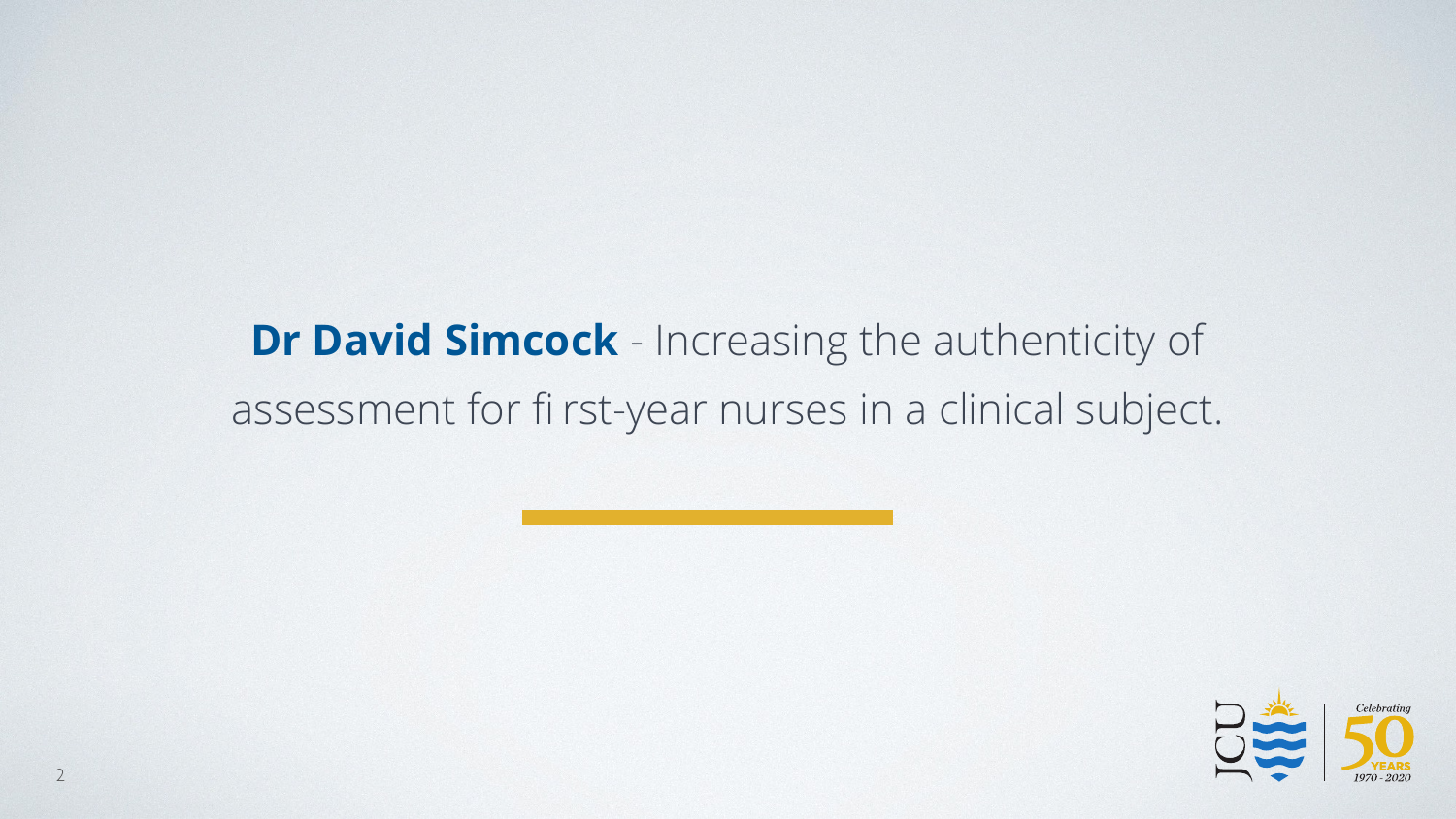**Dr David Simcock** - Increasing the authenticity of assessment for first-year nurses in a clinical subject.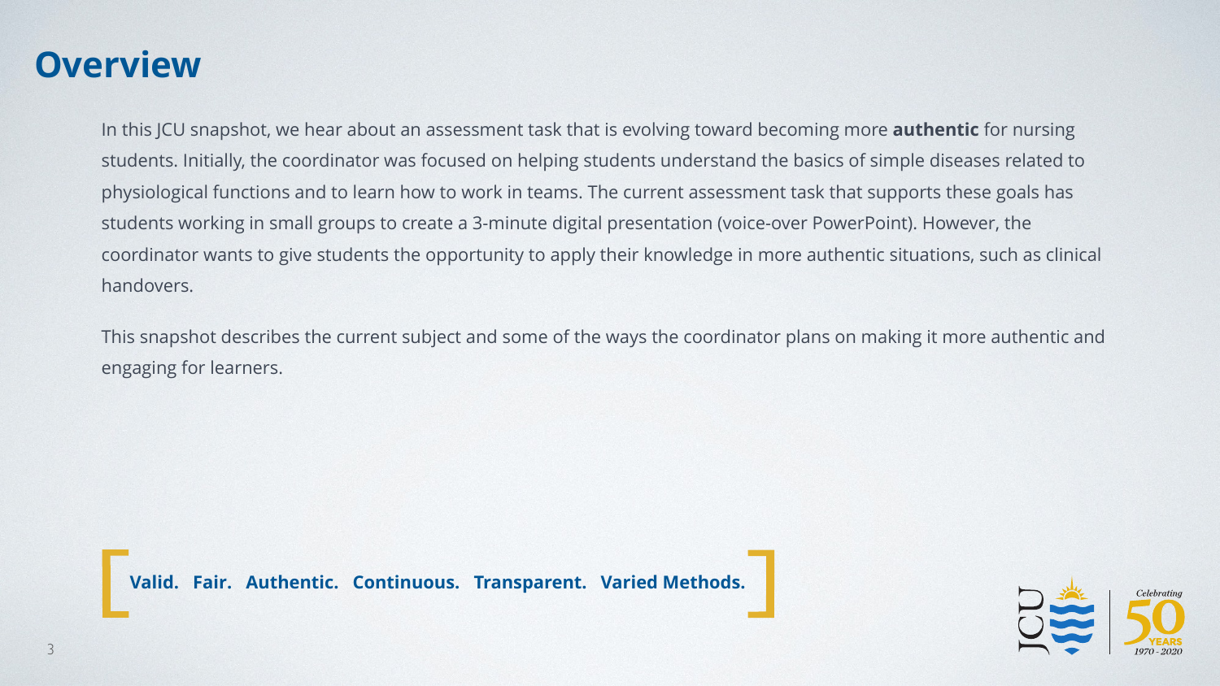# Overview

In this JCU snapshot, we hear about an assessment task that is evolving toward becoming more **authentic** for nursing students. Initially, the coordinator was focused on helping students understand the basics of simple diseases related to physiological functions and to learn how to work in teams. The current assessment task that supports these goals has students working in small groups to create a 3-minute digital presentation (voice-over PowerPoint). However, the coordinator wants to give students the opportunity to apply their knowledge in more authentic situations, such as clinical handovers.

This snapshot describes the current subject and some of the ways the coordinator plans on making it more authentic and engaging for learners.

**Valid. Fair. Authentic. Continuous. Transparent. Varied Methods.**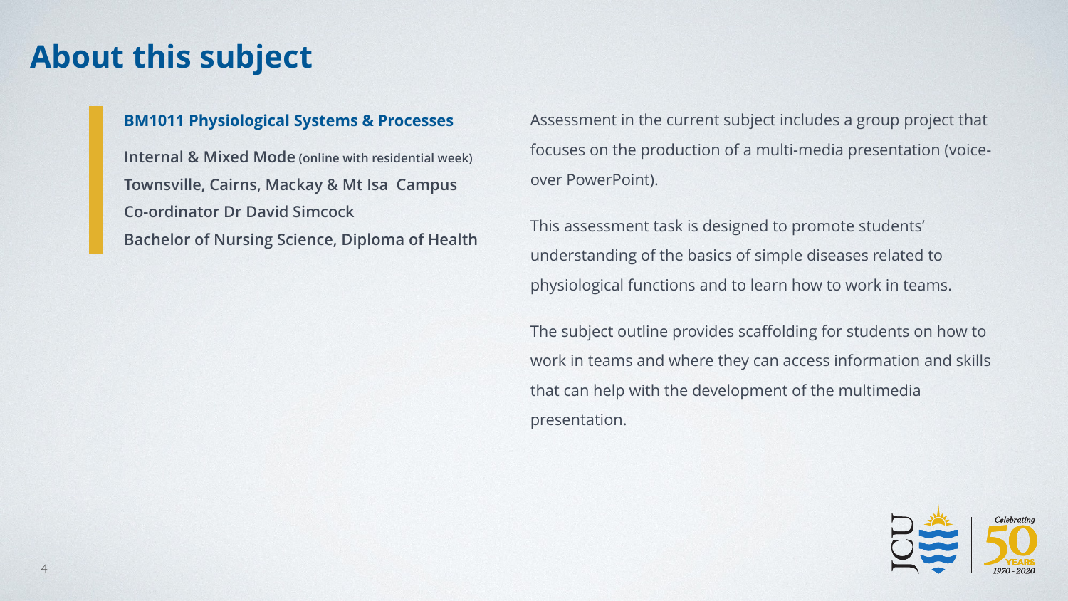# About this subject

**BM1011 Physiological Systems & Processes**

**Internal & Mixed Mode (online with residential week)**
**Townsville, Cairns, Mackay & Mt Isa Campus**
**Co-ordinator Dr David Simcock**
**Bachelor of Nursing Science, Diploma of Health**

Assessment in the current subject includes a group project that focuses on the production of a multi-media presentation (voice-over PowerPoint).

This assessment task is designed to promote students' understanding of the basics of simple diseases related to physiological functions and to learn how to work in teams.

The subject outline provides scaffolding for students on how to work in teams and where they can access information and skills that can help with the development of the multimedia presentation.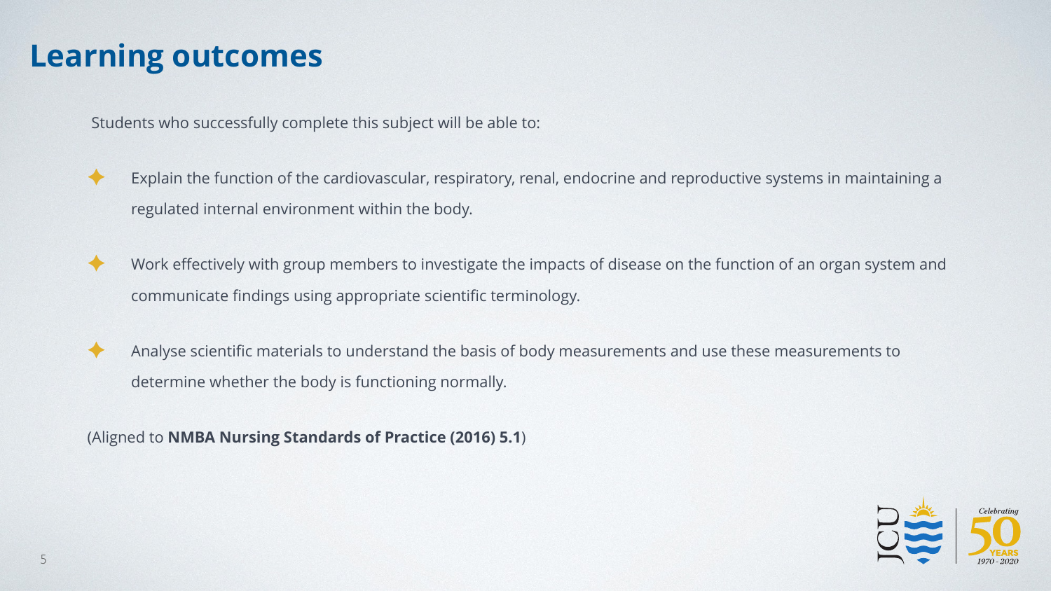# Learning outcomes

Students who successfully complete this subject will be able to:

- Explain the function of the cardiovascular, respiratory, renal, endocrine and reproductive systems in maintaining a regulated internal environment within the body.
- Work effectively with group members to investigate the impacts of disease on the function of an organ system and communicate findings using appropriate scientific terminology.
- Analyse scientific materials to understand the basis of body measurements and use these measurements to determine whether the body is functioning normally.

(Aligned to **NMBA Nursing Standards of Practice (2016) 5.1**)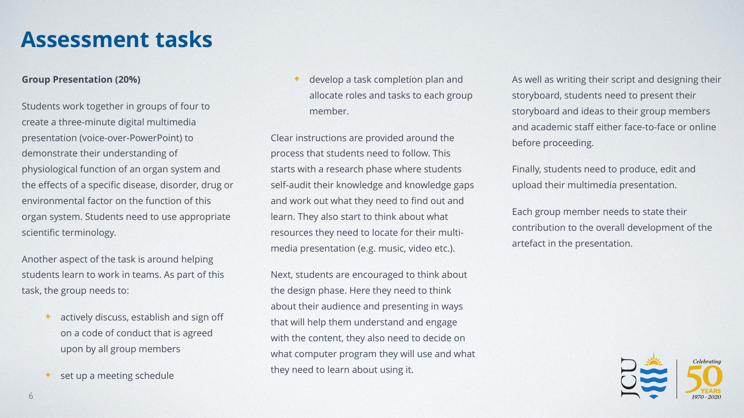# Assessment tasks

**Group Presentation (20%)**

Students work together in groups of four to create a three-minute digital multimedia presentation (voice-over-PowerPoint) to demonstrate their understanding of physiological function of an organ system and the effects of a specific disease, disorder, drug or environmental factor on the function of this organ system. Students need to use appropriate scientific terminology.

Another aspect of the task is around helping students learn to work in teams. As part of this task, the group needs to:

- actively discuss, establish and sign off on a code of conduct that is agreed upon by all group members
- set up a meeting schedule
- develop a task completion plan and allocate roles and tasks to each group member.

Clear instructions are provided around the process that students need to follow. This starts with a research phase where students self-audit their knowledge and knowledge gaps and work out what they need to find out and learn. They also start to think about what resources they need to locate for their multi-media presentation (e.g. music, video etc.).

Next, students are encouraged to think about the design phase. Here they need to think about their audience and presenting in ways that will help them understand and engage with the content, they also need to decide on what computer program they will use and what they need to learn about using it.

As well as writing their script and designing their storyboard, students need to present their storyboard and ideas to their group members and academic staff either face-to-face or online before proceeding.

Finally, students need to produce, edit and upload their multimedia presentation.

Each group member needs to state their contribution to the overall development of the artefact in the presentation.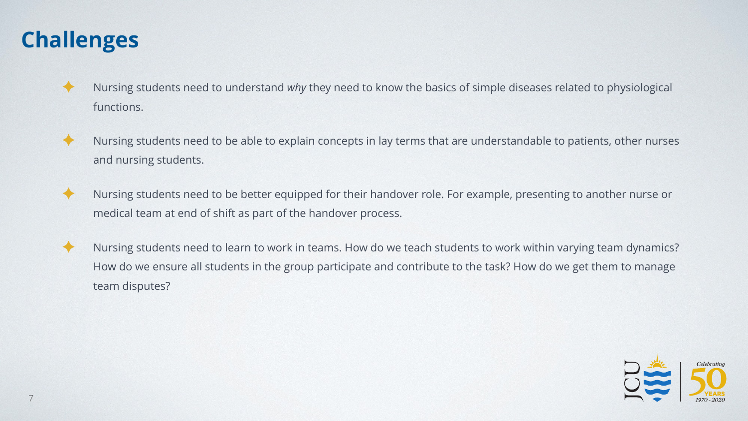# Challenges

- Nursing students need to understand *why* they need to know the basics of simple diseases related to physiological functions.
- Nursing students need to be able to explain concepts in lay terms that are understandable to patients, other nurses and nursing students.
- Nursing students need to be better equipped for their handover role. For example, presenting to another nurse or medical team at end of shift as part of the handover process.
- Nursing students need to learn to work in teams. How do we teach students to work within varying team dynamics? How do we ensure all students in the group participate and contribute to the task? How do we get them to manage team disputes?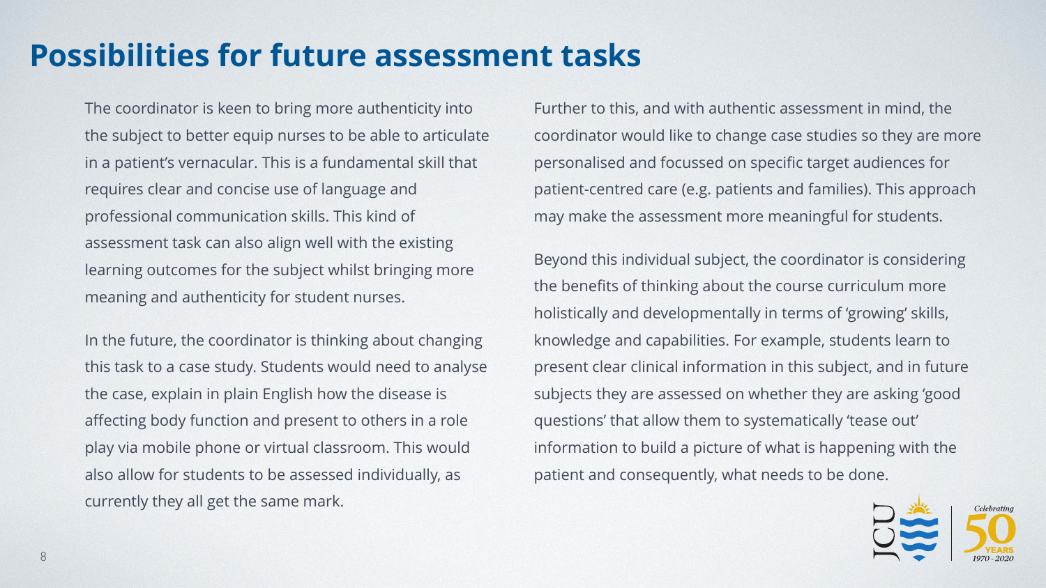# Possibilities for future assessment tasks

The coordinator is keen to bring more authenticity into the subject to better equip nurses to be able to articulate in a patient's vernacular. This is a fundamental skill that requires clear and concise use of language and professional communication skills. This kind of assessment task can also align well with the existing learning outcomes for the subject whilst bringing more meaning and authenticity for student nurses.

In the future, the coordinator is thinking about changing this task to a case study. Students would need to analyse the case, explain in plain English how the disease is affecting body function and present to others in a role play via mobile phone or virtual classroom. This would also allow for students to be assessed individually, as currently they all get the same mark.

Further to this, and with authentic assessment in mind, the coordinator would like to change case studies so they are more personalised and focussed on specific target audiences for patient-centred care (e.g. patients and families). This approach may make the assessment more meaningful for students.

Beyond this individual subject, the coordinator is considering the benefits of thinking about the course curriculum more holistically and developmentally in terms of 'growing' skills, knowledge and capabilities. For example, students learn to present clear clinical information in this subject, and in future subjects they are assessed on whether they are asking 'good questions' that allow them to systematically 'tease out' information to build a picture of what is happening with the patient and consequently, what needs to be done.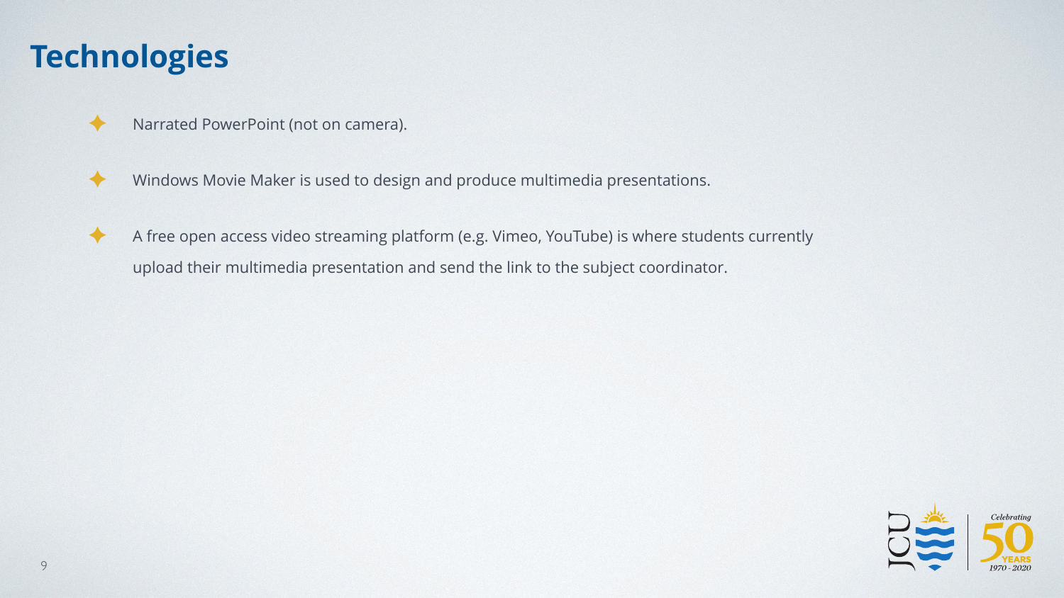# Technologies

- Narrated PowerPoint (not on camera).
- Windows Movie Maker is used to design and produce multimedia presentations.
- A free open access video streaming platform (e.g. Vimeo, YouTube) is where students currently upload their multimedia presentation and send the link to the subject coordinator.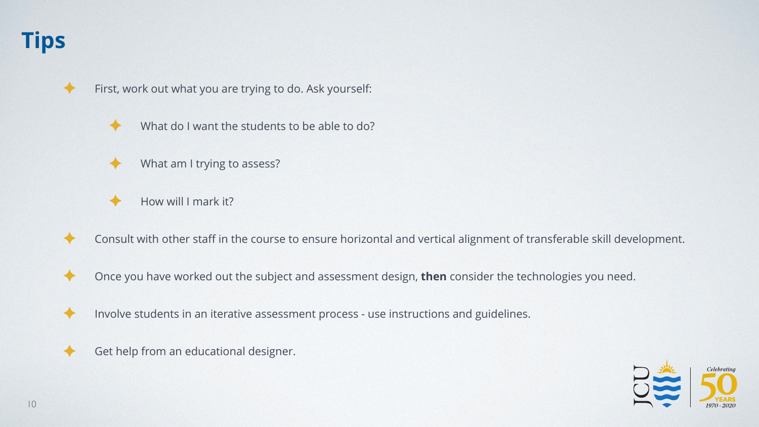# Tips

- First, work out what you are trying to do. Ask yourself:
  - What do I want the students to be able to do?
  - What am I trying to assess?
  - How will I mark it?
- Consult with other staff in the course to ensure horizontal and vertical alignment of transferable skill development.
- Once you have worked out the subject and assessment design, **then** consider the technologies you need.
- Involve students in an iterative assessment process - use instructions and guidelines.
- Get help from an educational designer.